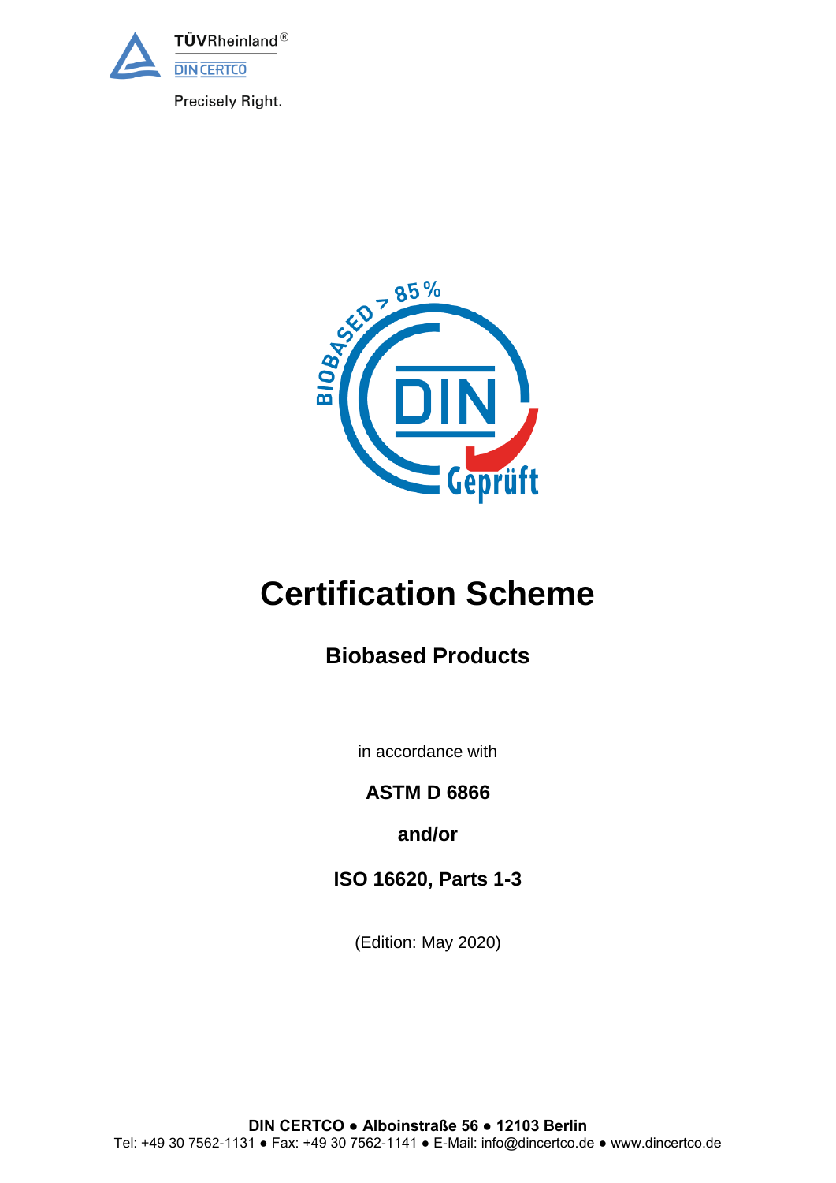TÜVRheinland®
DIN CERTCO
Precisely Right.

# Certification Scheme

## Biobased Products

in accordance with

**ASTM D 6866**

**and/or**

**ISO 16620, Parts 1-3**

(Edition: May 2020)

**DIN CERTCO ● Alboinstraße 56 ● 12103 Berlin**
Tel: +49 30 7562-1131 ● Fax: +49 30 7562-1141 ● E-Mail: info@dincertco.de ● www.dincertco.de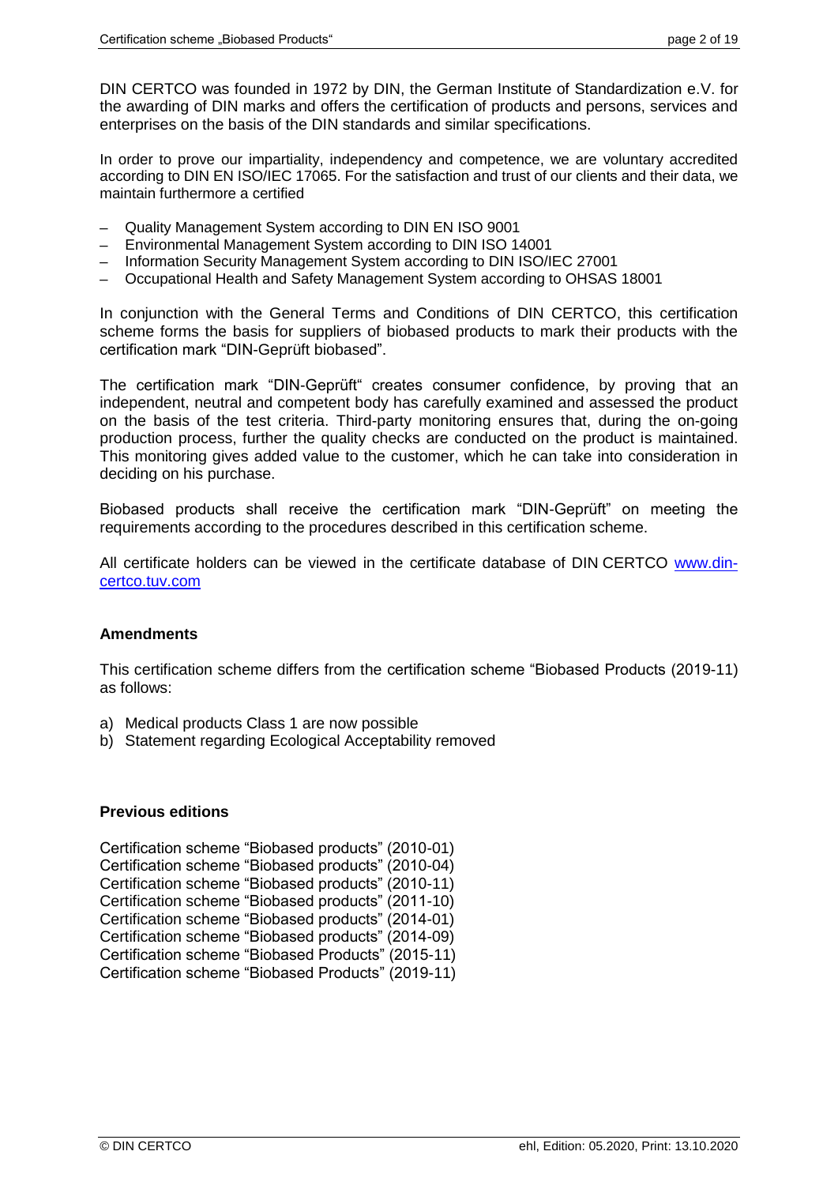DIN CERTCO was founded in 1972 by DIN, the German Institute of Standardization e.V. for the awarding of DIN marks and offers the certification of products and persons, services and enterprises on the basis of the DIN standards and similar specifications.

In order to prove our impartiality, independency and competence, we are voluntary accredited according to DIN EN ISO/IEC 17065. For the satisfaction and trust of our clients and their data, we maintain furthermore a certified

- Quality Management System according to DIN EN ISO 9001
- Environmental Management System according to DIN ISO 14001
- Information Security Management System according to DIN ISO/IEC 27001
- Occupational Health and Safety Management System according to OHSAS 18001

In conjunction with the General Terms and Conditions of DIN CERTCO, this certification scheme forms the basis for suppliers of biobased products to mark their products with the certification mark "DIN-Geprüft biobased".

The certification mark "DIN-Geprüft" creates consumer confidence, by proving that an independent, neutral and competent body has carefully examined and assessed the product on the basis of the test criteria. Third-party monitoring ensures that, during the on-going production process, further the quality checks are conducted on the product is maintained. This monitoring gives added value to the customer, which he can take into consideration in deciding on his purchase.

Biobased products shall receive the certification mark "DIN-Geprüft" on meeting the requirements according to the procedures described in this certification scheme.

All certificate holders can be viewed in the certificate database of DIN CERTCO www.din-certco.tuv.com

**Amendments**

This certification scheme differs from the certification scheme "Biobased Products (2019-11) as follows:

a) Medical products Class 1 are now possible
b) Statement regarding Ecological Acceptability removed

**Previous editions**

Certification scheme "Biobased products" (2010-01)
Certification scheme "Biobased products" (2010-04)
Certification scheme "Biobased products" (2010-11)
Certification scheme "Biobased products" (2011-10)
Certification scheme "Biobased products" (2014-01)
Certification scheme "Biobased products" (2014-09)
Certification scheme "Biobased Products" (2015-11)
Certification scheme "Biobased Products" (2019-11)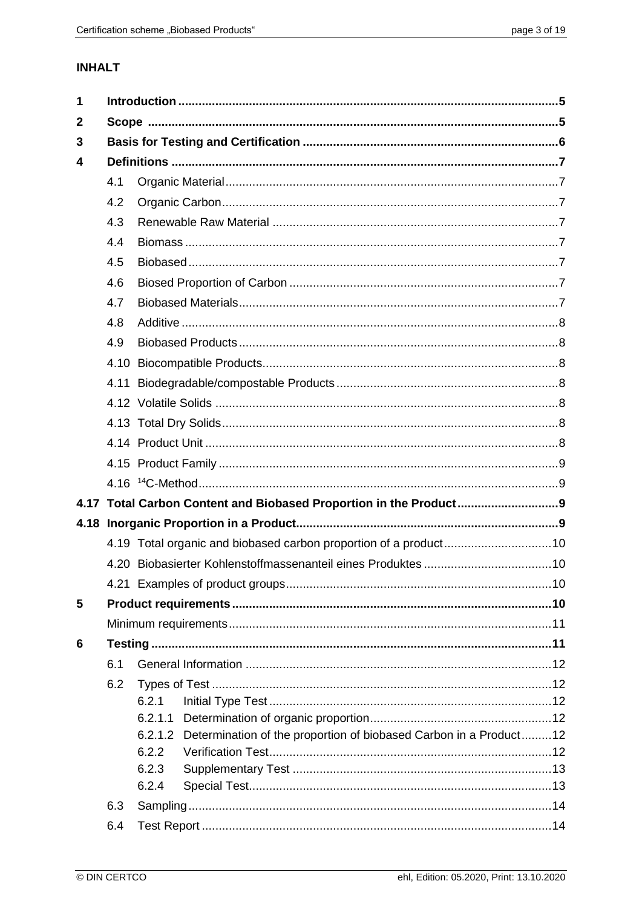# INHALT

| | | | |
|---|---|---|---|
| **1** | **Introduction** | | **5** |
| **2** | **Scope** | | **5** |
| **3** | **Basis for Testing and Certification** | | **6** |
| **4** | **Definitions** | | **7** |
| | 4.1 | Organic Material | 7 |
| | 4.2 | Organic Carbon | 7 |
| | 4.3 | Renewable Raw Material | 7 |
| | 4.4 | Biomass | 7 |
| | 4.5 | Biobased | 7 |
| | 4.6 | Biosed Proportion of Carbon | 7 |
| | 4.7 | Biobased Materials | 7 |
| | 4.8 | Additive | 8 |
| | 4.9 | Biobased Products | 8 |
| | 4.10 | Biocompatible Products | 8 |
| | 4.11 | Biodegradable/compostable Products | 8 |
| | 4.12 | Volatile Solids | 8 |
| | 4.13 | Total Dry Solids | 8 |
| | 4.14 | Product Unit | 8 |
| | 4.15 | Product Family | 9 |
| | 4.16 | $^{14}$C-Method | 9 |
| **4.17** | **Total Carbon Content and Biobased Proportion in the Product** | | **9** |
| **4.18** | **Inorganic Proportion in a Product** | | **9** |
| | 4.19 | Total organic and biobased carbon proportion of a product | 10 |
| | 4.20 | Biobasierter Kohlenstoffmassenanteil eines Produktes | 10 |
| | 4.21 | Examples of product groups | 10 |
| **5** | **Product requirements** | | **10** |
| | Minimum requirements | | 11 |
| **6** | **Testing** | | **11** |
| | 6.1 | General Information | 12 |
| | 6.2 | Types of Test | 12 |
| | | 6.2.1 Initial Type Test | 12 |
| | | 6.2.1.1 Determination of organic proportion | 12 |
| | | 6.2.1.2 Determination of the proportion of biobased Carbon in a Product | 12 |
| | | 6.2.2 Verification Test | 12 |
| | | 6.2.3 Supplementary Test | 13 |
| | | 6.2.4 Special Test | 13 |
| | 6.3 | Sampling | 14 |
| | 6.4 | Test Report | 14 |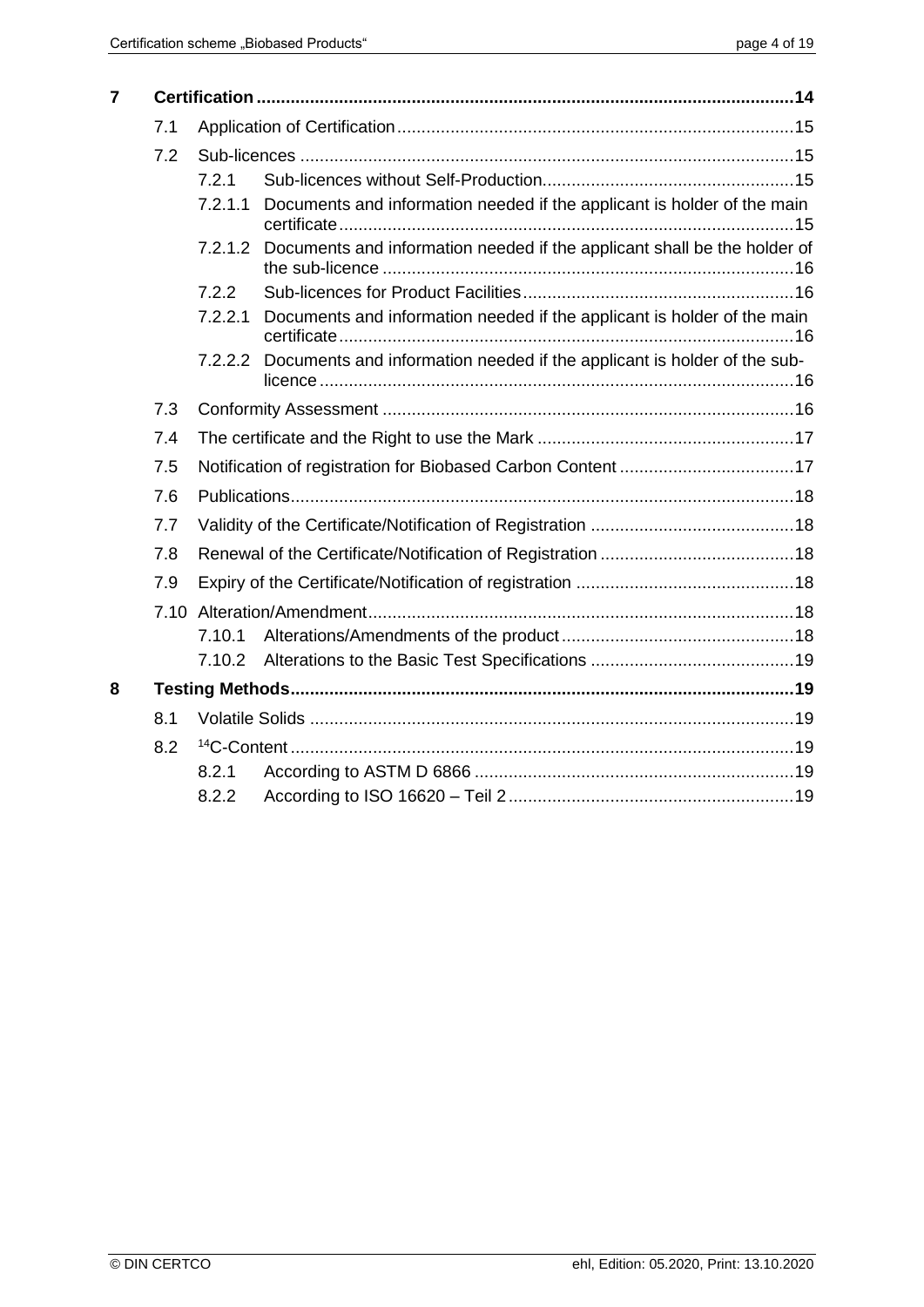**7 Certification .............................................................................................................14**

- 7.1 Application of Certification.................................................................................15
- 7.2 Sub-licences .....................................................................................................15
  - 7.2.1 Sub-licences without Self-Production....................................................15
  - 7.2.1.1 Documents and information needed if the applicant is holder of the main certificate.............................................................................................15
  - 7.2.1.2 Documents and information needed if the applicant shall be the holder of the sub-licence ....................................................................................16
  - 7.2.2 Sub-licences for Product Facilities........................................................16
  - 7.2.2.1 Documents and information needed if the applicant is holder of the main certificate.............................................................................................16
  - 7.2.2.2 Documents and information needed if the applicant is holder of the sub-licence .................................................................................................16
- 7.3 Conformity Assessment ....................................................................................16
- 7.4 The certificate and the Right to use the Mark .....................................................17
- 7.5 Notification of registration for Biobased Carbon Content ....................................17
- 7.6 Publications.......................................................................................................18
- 7.7 Validity of the Certificate/Notification of Registration ..........................................18
- 7.8 Renewal of the Certificate/Notification of Registration ........................................18
- 7.9 Expiry of the Certificate/Notification of registration .............................................18
- 7.10 Alteration/Amendment.......................................................................................18
  - 7.10.1 Alterations/Amendments of the product................................................18
  - 7.10.2 Alterations to the Basic Test Specifications ..........................................19

**8 Testing Methods........................................................................................................19**

- 8.1 Volatile Solids ...................................................................................................19
- 8.2 $^{14}$C-Content ........................................................................................................19
  - 8.2.1 According to ASTM D 6866 ..................................................................19
  - 8.2.2 According to ISO 16620 – Teil 2 ...........................................................19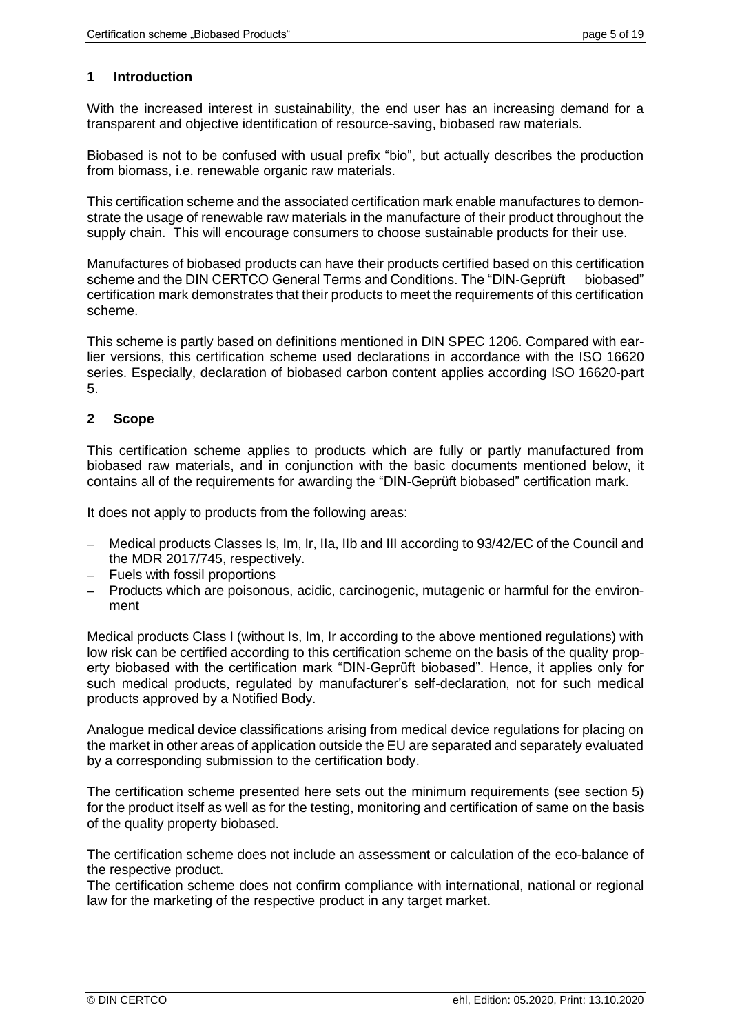## 1 Introduction

With the increased interest in sustainability, the end user has an increasing demand for a transparent and objective identification of resource-saving, biobased raw materials.

Biobased is not to be confused with usual prefix "bio", but actually describes the production from biomass, i.e. renewable organic raw materials.

This certification scheme and the associated certification mark enable manufactures to demonstrate the usage of renewable raw materials in the manufacture of their product throughout the supply chain. This will encourage consumers to choose sustainable products for their use.

Manufactures of biobased products can have their products certified based on this certification scheme and the DIN CERTCO General Terms and Conditions. The "DIN-Geprüft biobased" certification mark demonstrates that their products to meet the requirements of this certification scheme.

This scheme is partly based on definitions mentioned in DIN SPEC 1206. Compared with earlier versions, this certification scheme used declarations in accordance with the ISO 16620 series. Especially, declaration of biobased carbon content applies according ISO 16620-part 5.

## 2 Scope

This certification scheme applies to products which are fully or partly manufactured from biobased raw materials, and in conjunction with the basic documents mentioned below, it contains all of the requirements for awarding the "DIN-Geprüft biobased" certification mark.

It does not apply to products from the following areas:

- Medical products Classes Is, Im, Ir, IIa, IIb and III according to 93/42/EC of the Council and the MDR 2017/745, respectively.
- Fuels with fossil proportions
- Products which are poisonous, acidic, carcinogenic, mutagenic or harmful for the environment

Medical products Class I (without Is, Im, Ir according to the above mentioned regulations) with low risk can be certified according to this certification scheme on the basis of the quality property biobased with the certification mark "DIN-Geprüft biobased". Hence, it applies only for such medical products, regulated by manufacturer's self-declaration, not for such medical products approved by a Notified Body.

Analogue medical device classifications arising from medical device regulations for placing on the market in other areas of application outside the EU are separated and separately evaluated by a corresponding submission to the certification body.

The certification scheme presented here sets out the minimum requirements (see section 5) for the product itself as well as for the testing, monitoring and certification of same on the basis of the quality property biobased.

The certification scheme does not include an assessment or calculation of the eco-balance of the respective product.
The certification scheme does not confirm compliance with international, national or regional law for the marketing of the respective product in any target market.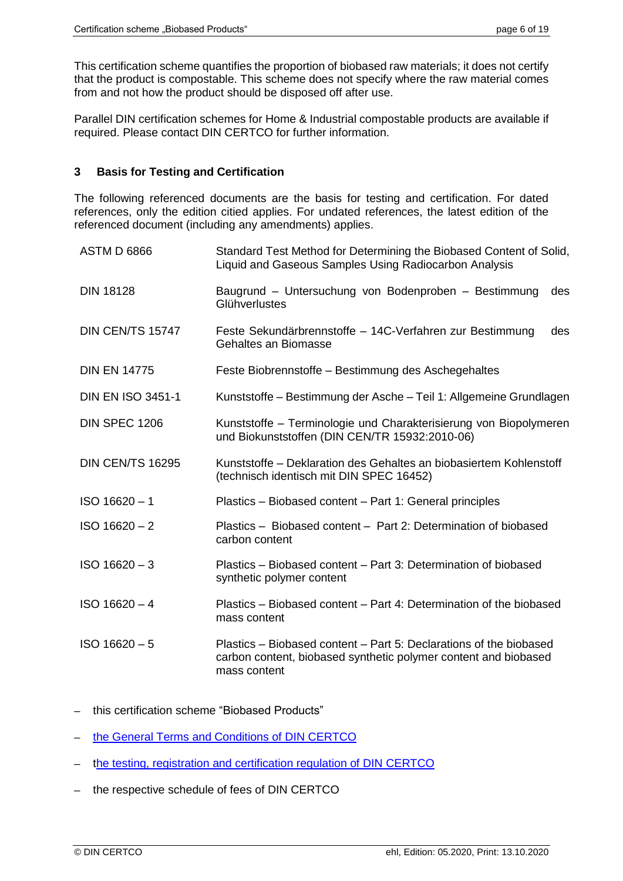This certification scheme quantifies the proportion of biobased raw materials; it does not certify that the product is compostable. This scheme does not specify where the raw material comes from and not how the product should be disposed off after use.

Parallel DIN certification schemes for Home & Industrial compostable products are available if required. Please contact DIN CERTCO for further information.

## 3 Basis for Testing and Certification

The following referenced documents are the basis for testing and certification. For dated references, only the edition citied applies. For undated references, the latest edition of the referenced document (including any amendments) applies.

| | |
|---|---|
| ASTM D 6866 | Standard Test Method for Determining the Biobased Content of Solid, Liquid and Gaseous Samples Using Radiocarbon Analysis |
| DIN 18128 | Baugrund – Untersuchung von Bodenproben – Bestimmung des Glühverlustes |
| DIN CEN/TS 15747 | Feste Sekundärbrennstoffe – 14C-Verfahren zur Bestimmung des Gehaltes an Biomasse |
| DIN EN 14775 | Feste Biobrennstoffe – Bestimmung des Aschegehaltes |
| DIN EN ISO 3451-1 | Kunststoffe – Bestimmung der Asche – Teil 1: Allgemeine Grundlagen |
| DIN SPEC 1206 | Kunststoffe – Terminologie und Charakterisierung von Biopolymeren und Biokunststoffen (DIN CEN/TR 15932:2010-06) |
| DIN CEN/TS 16295 | Kunststoffe – Deklaration des Gehaltes an biobasiertem Kohlenstoff (technisch identisch mit DIN SPEC 16452) |
| ISO 16620 – 1 | Plastics – Biobased content – Part 1: General principles |
| ISO 16620 – 2 | Plastics – Biobased content – Part 2: Determination of biobased carbon content |
| ISO 16620 – 3 | Plastics – Biobased content – Part 3: Determination of biobased synthetic polymer content |
| ISO 16620 – 4 | Plastics – Biobased content – Part 4: Determination of the biobased mass content |
| ISO 16620 – 5 | Plastics – Biobased content – Part 5: Declarations of the biobased carbon content, biobased synthetic polymer content and biobased mass content |

- this certification scheme "Biobased Products"
- the General Terms and Conditions of DIN CERTCO
- the testing, registration and certification regulation of DIN CERTCO
- the respective schedule of fees of DIN CERTCO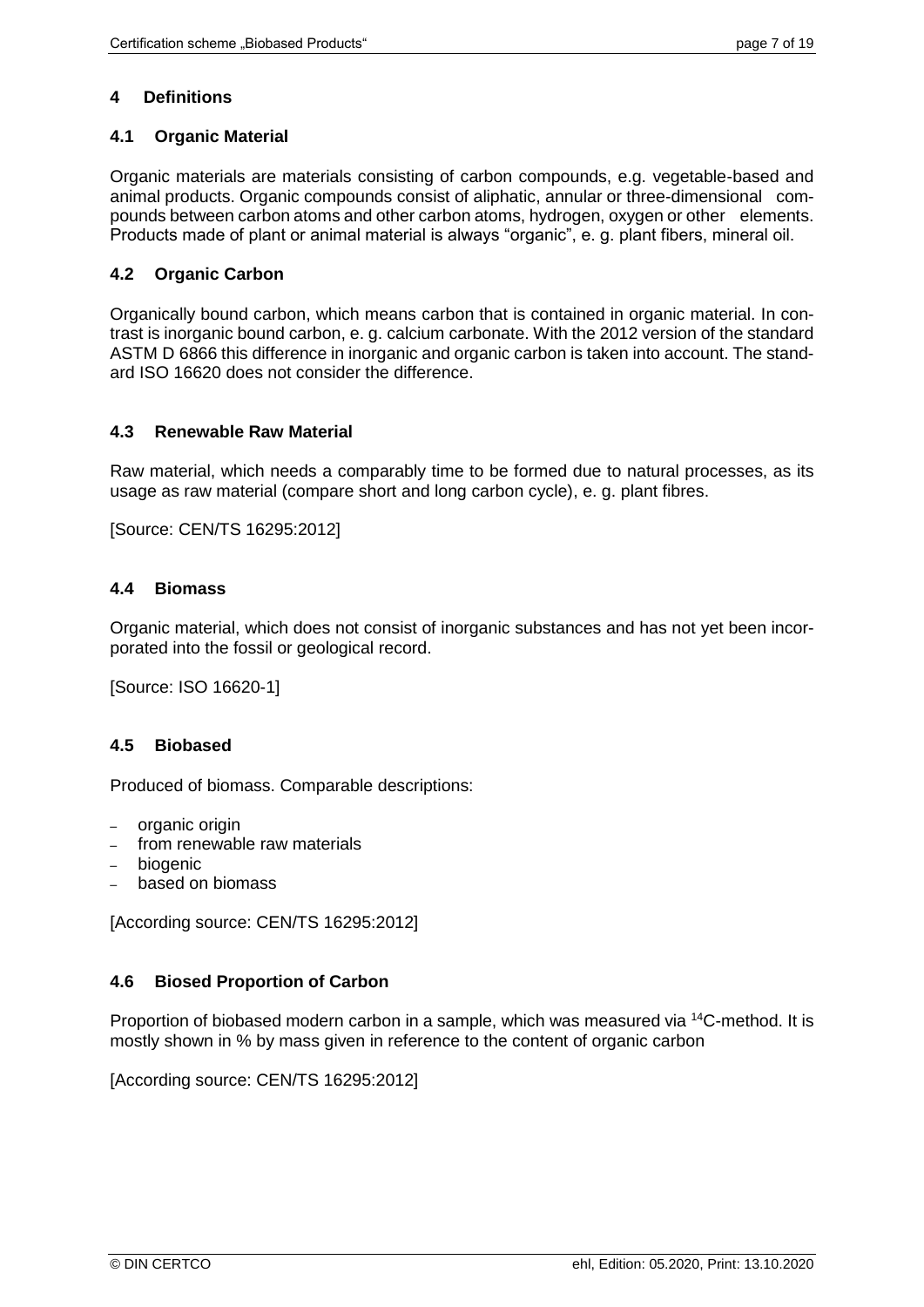## 4 Definitions

### 4.1 Organic Material

Organic materials are materials consisting of carbon compounds, e.g. vegetable-based and animal products. Organic compounds consist of aliphatic, annular or three-dimensional compounds between carbon atoms and other carbon atoms, hydrogen, oxygen or other elements. Products made of plant or animal material is always "organic", e. g. plant fibers, mineral oil.

### 4.2 Organic Carbon

Organically bound carbon, which means carbon that is contained in organic material. In contrast is inorganic bound carbon, e. g. calcium carbonate. With the 2012 version of the standard ASTM D 6866 this difference in inorganic and organic carbon is taken into account. The standard ISO 16620 does not consider the difference.

### 4.3 Renewable Raw Material

Raw material, which needs a comparably time to be formed due to natural processes, as its usage as raw material (compare short and long carbon cycle), e. g. plant fibres.

[Source: CEN/TS 16295:2012]

### 4.4 Biomass

Organic material, which does not consist of inorganic substances and has not yet been incorporated into the fossil or geological record.

[Source: ISO 16620-1]

### 4.5 Biobased

Produced of biomass. Comparable descriptions:

- organic origin
- from renewable raw materials
- biogenic
- based on biomass

[According source: CEN/TS 16295:2012]

### 4.6 Biosed Proportion of Carbon

Proportion of biobased modern carbon in a sample, which was measured via $^{14}C$-method. It is mostly shown in % by mass given in reference to the content of organic carbon

[According source: CEN/TS 16295:2012]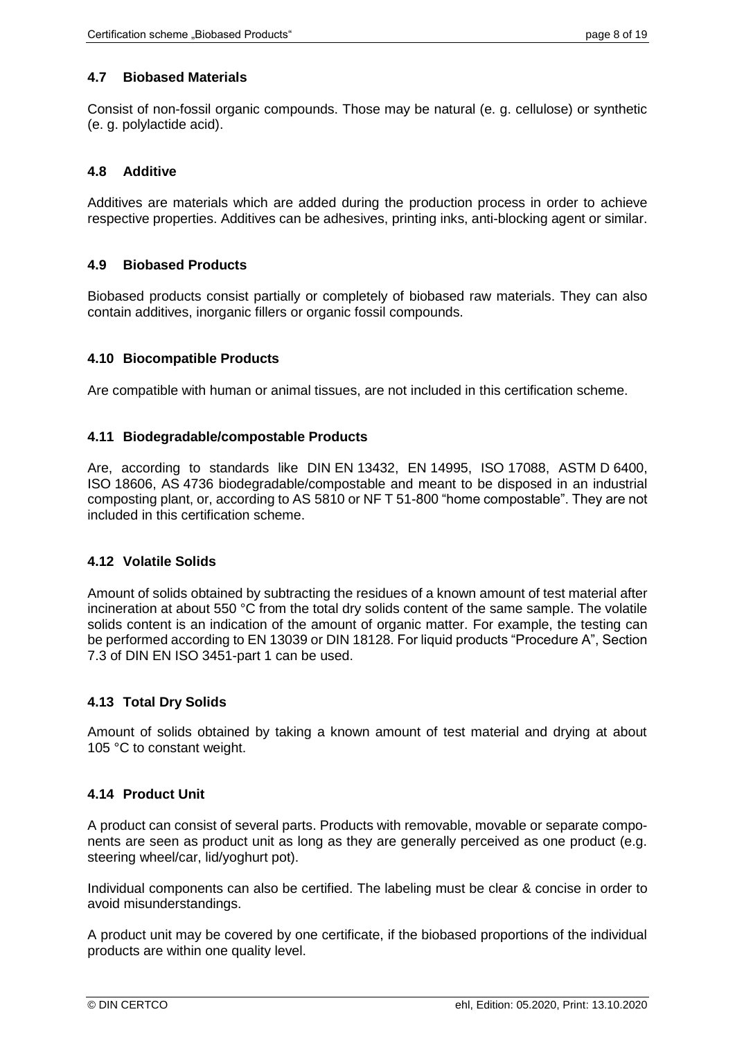## 4.7 Biobased Materials

Consist of non-fossil organic compounds. Those may be natural (e. g. cellulose) or synthetic (e. g. polylactide acid).

## 4.8 Additive

Additives are materials which are added during the production process in order to achieve respective properties. Additives can be adhesives, printing inks, anti-blocking agent or similar.

## 4.9 Biobased Products

Biobased products consist partially or completely of biobased raw materials. They can also contain additives, inorganic fillers or organic fossil compounds.

## 4.10 Biocompatible Products

Are compatible with human or animal tissues, are not included in this certification scheme.

## 4.11 Biodegradable/compostable Products

Are, according to standards like DIN EN 13432, EN 14995, ISO 17088, ASTM D 6400, ISO 18606, AS 4736 biodegradable/compostable and meant to be disposed in an industrial composting plant, or, according to AS 5810 or NF T 51-800 "home compostable". They are not included in this certification scheme.

## 4.12 Volatile Solids

Amount of solids obtained by subtracting the residues of a known amount of test material after incineration at about 550 °C from the total dry solids content of the same sample. The volatile solids content is an indication of the amount of organic matter. For example, the testing can be performed according to EN 13039 or DIN 18128. For liquid products "Procedure A", Section 7.3 of DIN EN ISO 3451-part 1 can be used.

## 4.13 Total Dry Solids

Amount of solids obtained by taking a known amount of test material and drying at about 105 °C to constant weight.

## 4.14 Product Unit

A product can consist of several parts. Products with removable, movable or separate components are seen as product unit as long as they are generally perceived as one product (e.g. steering wheel/car, lid/yoghurt pot).

Individual components can also be certified. The labeling must be clear & concise in order to avoid misunderstandings.

A product unit may be covered by one certificate, if the biobased proportions of the individual products are within one quality level.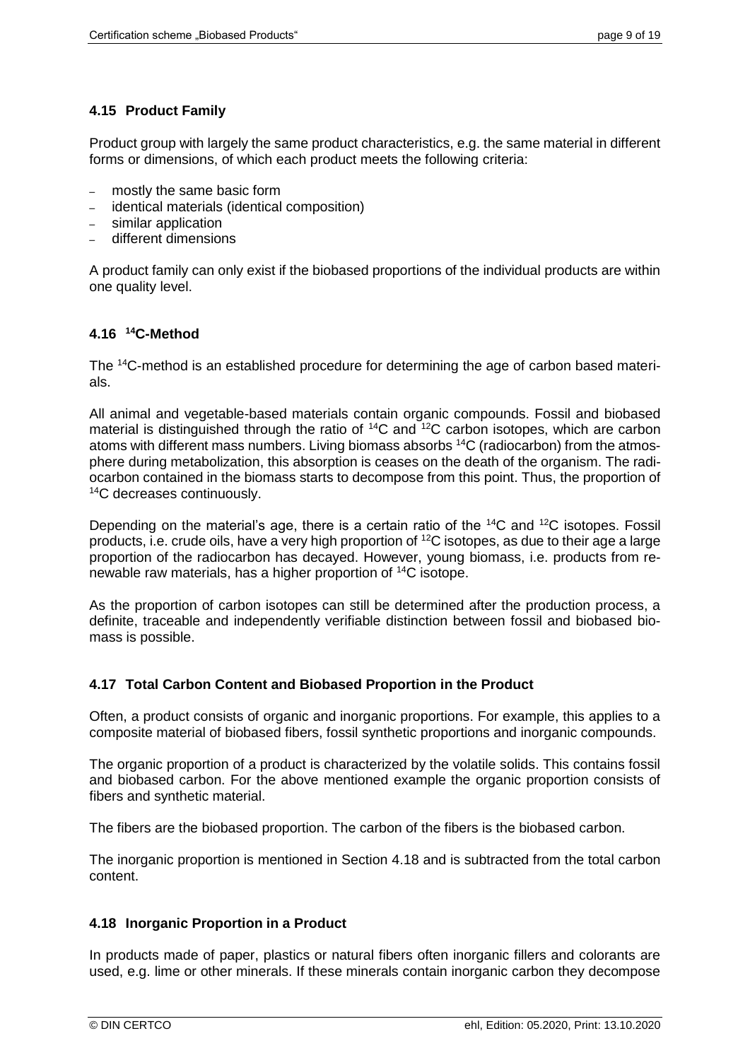### 4.15 Product Family

Product group with largely the same product characteristics, e.g. the same material in different forms or dimensions, of which each product meets the following criteria:

- mostly the same basic form
- identical materials (identical composition)
- similar application
- different dimensions

A product family can only exist if the biobased proportions of the individual products are within one quality level.

### 4.16 $^{14}C$-Method

The $^{14}C$-method is an established procedure for determining the age of carbon based materials.

All animal and vegetable-based materials contain organic compounds. Fossil and biobased material is distinguished through the ratio of $^{14}C$ and $^{12}C$ carbon isotopes, which are carbon atoms with different mass numbers. Living biomass absorbs $^{14}C$ (radiocarbon) from the atmosphere during metabolization, this absorption is ceases on the death of the organism. The radiocarbon contained in the biomass starts to decompose from this point. Thus, the proportion of $^{14}C$ decreases continuously.

Depending on the material's age, there is a certain ratio of the $^{14}C$ and $^{12}C$ isotopes. Fossil products, i.e. crude oils, have a very high proportion of $^{12}C$ isotopes, as due to their age a large proportion of the radiocarbon has decayed. However, young biomass, i.e. products from renewable raw materials, has a higher proportion of $^{14}C$ isotope.

As the proportion of carbon isotopes can still be determined after the production process, a definite, traceable and independently verifiable distinction between fossil and biobased biomass is possible.

### 4.17 Total Carbon Content and Biobased Proportion in the Product

Often, a product consists of organic and inorganic proportions. For example, this applies to a composite material of biobased fibers, fossil synthetic proportions and inorganic compounds.

The organic proportion of a product is characterized by the volatile solids. This contains fossil and biobased carbon. For the above mentioned example the organic proportion consists of fibers and synthetic material.

The fibers are the biobased proportion. The carbon of the fibers is the biobased carbon.

The inorganic proportion is mentioned in Section 4.18 and is subtracted from the total carbon content.

### 4.18 Inorganic Proportion in a Product

In products made of paper, plastics or natural fibers often inorganic fillers and colorants are used, e.g. lime or other minerals. If these minerals contain inorganic carbon they decompose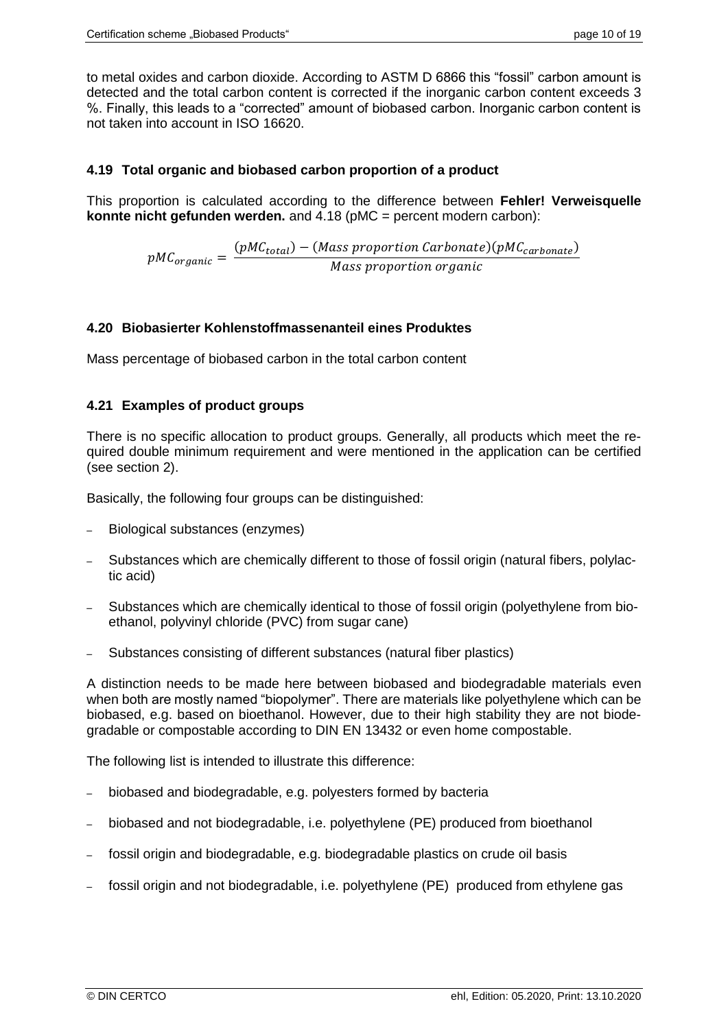to metal oxides and carbon dioxide. According to ASTM D 6866 this "fossil" carbon amount is detected and the total carbon content is corrected if the inorganic carbon content exceeds 3 %. Finally, this leads to a "corrected" amount of biobased carbon. Inorganic carbon content is not taken into account in ISO 16620.

### 4.19 Total organic and biobased carbon proportion of a product

This proportion is calculated according to the difference between **Fehler! Verweisquelle konnte nicht gefunden werden.** and 4.18 (pMC = percent modern carbon):

$$pMC_{organic} = \frac{(pMC_{total}) - (Mass\ proportion\ Carbonate)(pMC_{carbonate})}{Mass\ proportion\ organic}$$

### 4.20 Biobasierter Kohlenstoffmassenanteil eines Produktes

Mass percentage of biobased carbon in the total carbon content

### 4.21 Examples of product groups

There is no specific allocation to product groups. Generally, all products which meet the required double minimum requirement and were mentioned in the application can be certified (see section 2).

Basically, the following four groups can be distinguished:

- Biological substances (enzymes)
- Substances which are chemically different to those of fossil origin (natural fibers, polylactic acid)
- Substances which are chemically identical to those of fossil origin (polyethylene from bioethanol, polyvinyl chloride (PVC) from sugar cane)
- Substances consisting of different substances (natural fiber plastics)

A distinction needs to be made here between biobased and biodegradable materials even when both are mostly named "biopolymer". There are materials like polyethylene which can be biobased, e.g. based on bioethanol. However, due to their high stability they are not biodegradable or compostable according to DIN EN 13432 or even home compostable.

The following list is intended to illustrate this difference:

- biobased and biodegradable, e.g. polyesters formed by bacteria
- biobased and not biodegradable, i.e. polyethylene (PE) produced from bioethanol
- fossil origin and biodegradable, e.g. biodegradable plastics on crude oil basis
- fossil origin and not biodegradable, i.e. polyethylene (PE) produced from ethylene gas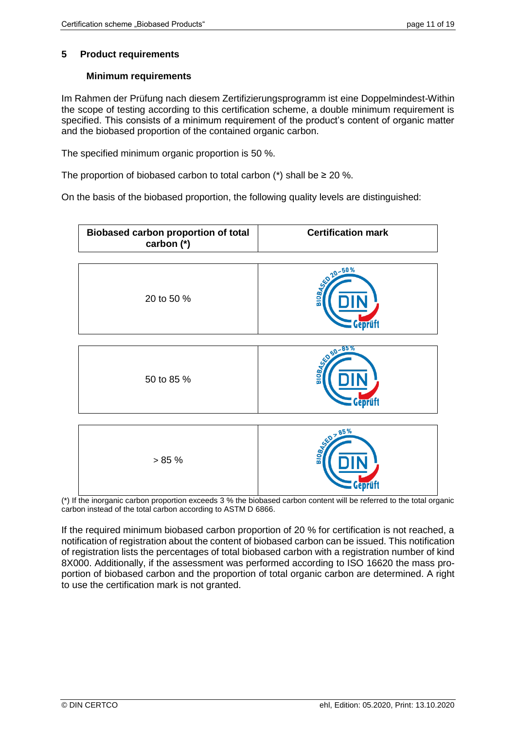## 5 Product requirements

### Minimum requirements

Im Rahmen der Prüfung nach diesem Zertifizierungsprogramm ist eine Doppelmindest-Within the scope of testing according to this certification scheme, a double minimum requirement is specified. This consists of a minimum requirement of the product's content of organic matter and the biobased proportion of the contained organic carbon.

The specified minimum organic proportion is 50 %.

The proportion of biobased carbon to total carbon (*) shall be ≥ 20 %.

On the basis of the biobased proportion, the following quality levels are distinguished:

| Biobased carbon proportion of total carbon (*) | Certification mark |
|---|---|
| 20 to 50 % | BIOBASED 20 – 50 % DIN Geprüft |
| 50 to 85 % | BIOBASED 50 – 85 % DIN Geprüft |
| > 85 % | BIOBASED > 85 % DIN Geprüft |

(*) If the inorganic carbon proportion exceeds 3 % the biobased carbon content will be referred to the total organic carbon instead of the total carbon according to ASTM D 6866.

If the required minimum biobased carbon proportion of 20 % for certification is not reached, a notification of registration about the content of biobased carbon can be issued. This notification of registration lists the percentages of total biobased carbon with a registration number of kind 8X000. Additionally, if the assessment was performed according to ISO 16620 the mass proportion of biobased carbon and the proportion of total organic carbon are determined. A right to use the certification mark is not granted.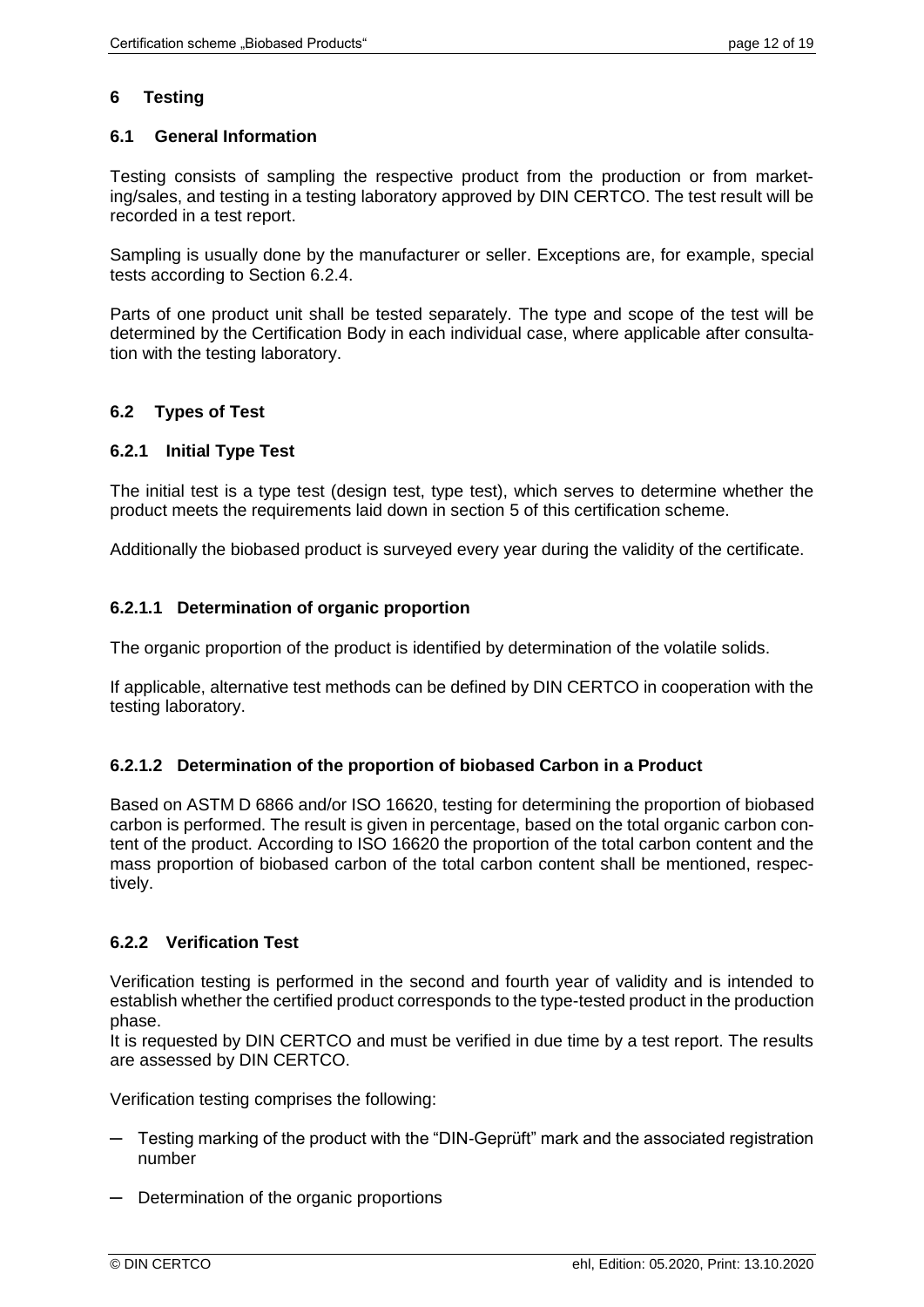## 6 Testing

### 6.1 General Information

Testing consists of sampling the respective product from the production or from marketing/sales, and testing in a testing laboratory approved by DIN CERTCO. The test result will be recorded in a test report.

Sampling is usually done by the manufacturer or seller. Exceptions are, for example, special tests according to Section 6.2.4.

Parts of one product unit shall be tested separately. The type and scope of the test will be determined by the Certification Body in each individual case, where applicable after consultation with the testing laboratory.

### 6.2 Types of Test

#### 6.2.1 Initial Type Test

The initial test is a type test (design test, type test), which serves to determine whether the product meets the requirements laid down in section 5 of this certification scheme.

Additionally the biobased product is surveyed every year during the validity of the certificate.

##### 6.2.1.1 Determination of organic proportion

The organic proportion of the product is identified by determination of the volatile solids.

If applicable, alternative test methods can be defined by DIN CERTCO in cooperation with the testing laboratory.

##### 6.2.1.2 Determination of the proportion of biobased Carbon in a Product

Based on ASTM D 6866 and/or ISO 16620, testing for determining the proportion of biobased carbon is performed. The result is given in percentage, based on the total organic carbon content of the product. According to ISO 16620 the proportion of the total carbon content and the mass proportion of biobased carbon of the total carbon content shall be mentioned, respectively.

#### 6.2.2 Verification Test

Verification testing is performed in the second and fourth year of validity and is intended to establish whether the certified product corresponds to the type-tested product in the production phase.
It is requested by DIN CERTCO and must be verified in due time by a test report. The results are assessed by DIN CERTCO.

Verification testing comprises the following:

- Testing marking of the product with the "DIN-Geprüft" mark and the associated registration number
- Determination of the organic proportions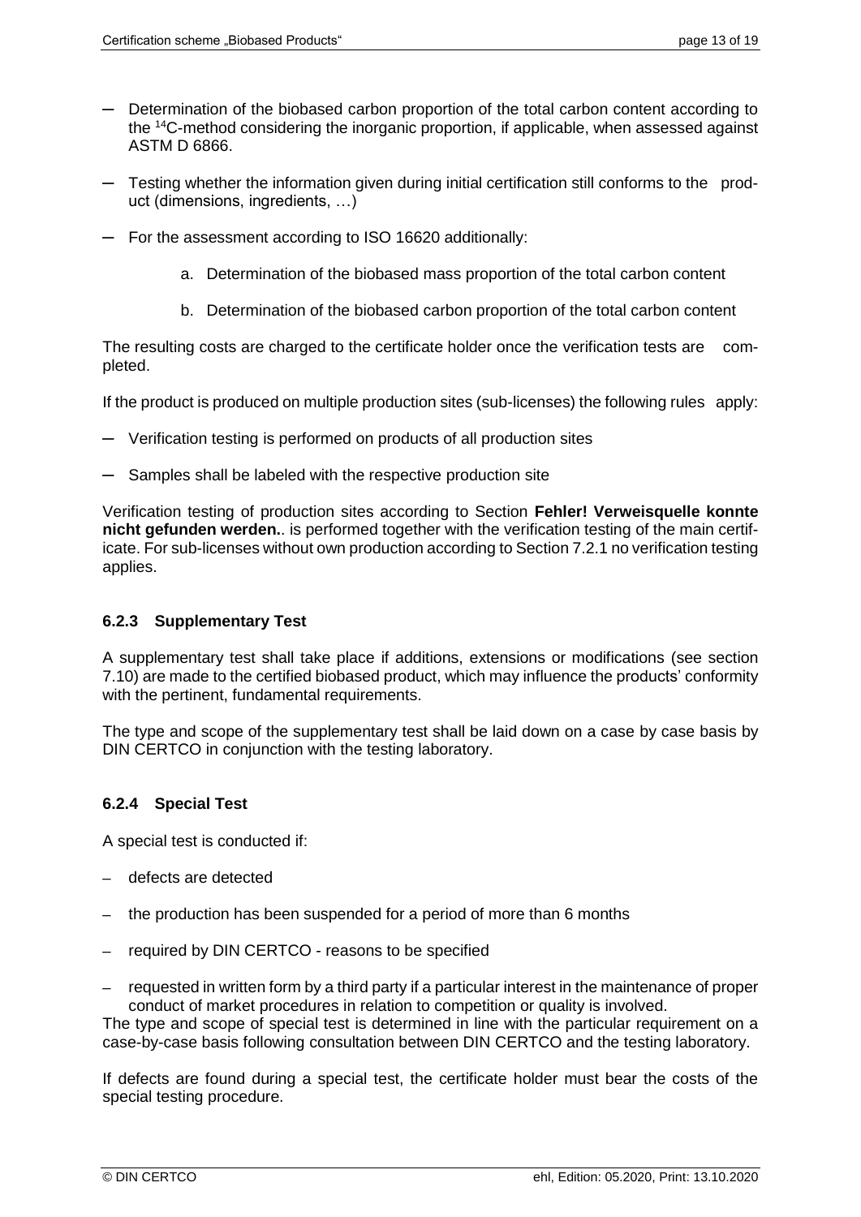- Determination of the biobased carbon proportion of the total carbon content according to the $^{14}C$-method considering the inorganic proportion, if applicable, when assessed against ASTM D 6866.
- Testing whether the information given during initial certification still conforms to the product (dimensions, ingredients, …)
- For the assessment according to ISO 16620 additionally:
    a. Determination of the biobased mass proportion of the total carbon content
    b. Determination of the biobased carbon proportion of the total carbon content

The resulting costs are charged to the certificate holder once the verification tests are completed.

If the product is produced on multiple production sites (sub-licenses) the following rules apply:

- Verification testing is performed on products of all production sites
- Samples shall be labeled with the respective production site

Verification testing of production sites according to Section **Fehler! Verweisquelle konnte nicht gefunden werden.**. is performed together with the verification testing of the main certificate. For sub-licenses without own production according to Section 7.2.1 no verification testing applies.

### 6.2.3 Supplementary Test

A supplementary test shall take place if additions, extensions or modifications (see section 7.10) are made to the certified biobased product, which may influence the products' conformity with the pertinent, fundamental requirements.

The type and scope of the supplementary test shall be laid down on a case by case basis by DIN CERTCO in conjunction with the testing laboratory.

### 6.2.4 Special Test

A special test is conducted if:

- defects are detected
- the production has been suspended for a period of more than 6 months
- required by DIN CERTCO - reasons to be specified
- requested in written form by a third party if a particular interest in the maintenance of proper conduct of market procedures in relation to competition or quality is involved.

The type and scope of special test is determined in line with the particular requirement on a case-by-case basis following consultation between DIN CERTCO and the testing laboratory.

If defects are found during a special test, the certificate holder must bear the costs of the special testing procedure.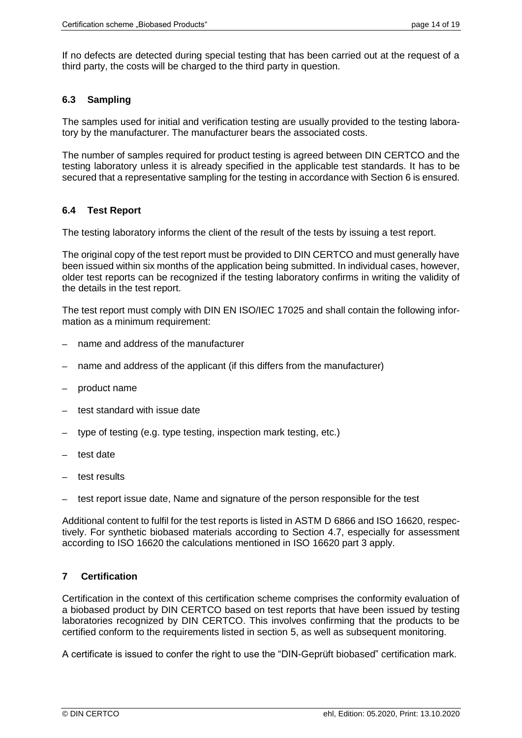If no defects are detected during special testing that has been carried out at the request of a third party, the costs will be charged to the third party in question.

### 6.3 Sampling

The samples used for initial and verification testing are usually provided to the testing laboratory by the manufacturer. The manufacturer bears the associated costs.

The number of samples required for product testing is agreed between DIN CERTCO and the testing laboratory unless it is already specified in the applicable test standards. It has to be secured that a representative sampling for the testing in accordance with Section 6 is ensured.

### 6.4 Test Report

The testing laboratory informs the client of the result of the tests by issuing a test report.

The original copy of the test report must be provided to DIN CERTCO and must generally have been issued within six months of the application being submitted. In individual cases, however, older test reports can be recognized if the testing laboratory confirms in writing the validity of the details in the test report.

The test report must comply with DIN EN ISO/IEC 17025 and shall contain the following information as a minimum requirement:

- name and address of the manufacturer
- name and address of the applicant (if this differs from the manufacturer)
- product name
- test standard with issue date
- type of testing (e.g. type testing, inspection mark testing, etc.)
- test date
- test results
- test report issue date, Name and signature of the person responsible for the test

Additional content to fulfil for the test reports is listed in ASTM D 6866 and ISO 16620, respectively. For synthetic biobased materials according to Section 4.7, especially for assessment according to ISO 16620 the calculations mentioned in ISO 16620 part 3 apply.

## 7 Certification

Certification in the context of this certification scheme comprises the conformity evaluation of a biobased product by DIN CERTCO based on test reports that have been issued by testing laboratories recognized by DIN CERTCO. This involves confirming that the products to be certified conform to the requirements listed in section 5, as well as subsequent monitoring.

A certificate is issued to confer the right to use the "DIN-Geprüft biobased" certification mark.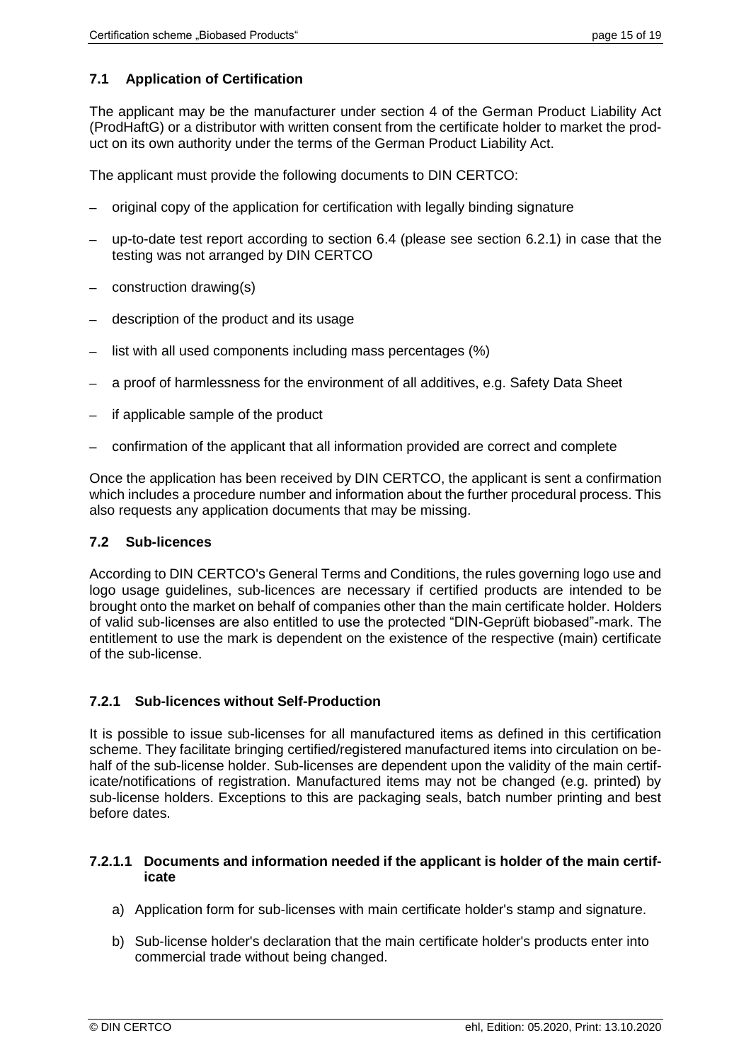## 7.1 Application of Certification

The applicant may be the manufacturer under section 4 of the German Product Liability Act (ProdHaftG) or a distributor with written consent from the certificate holder to market the product on its own authority under the terms of the German Product Liability Act.

The applicant must provide the following documents to DIN CERTCO:

- original copy of the application for certification with legally binding signature
- up-to-date test report according to section 6.4 (please see section 6.2.1) in case that the testing was not arranged by DIN CERTCO
- construction drawing(s)
- description of the product and its usage
- list with all used components including mass percentages (%)
- a proof of harmlessness for the environment of all additives, e.g. Safety Data Sheet
- if applicable sample of the product
- confirmation of the applicant that all information provided are correct and complete

Once the application has been received by DIN CERTCO, the applicant is sent a confirmation which includes a procedure number and information about the further procedural process. This also requests any application documents that may be missing.

## 7.2 Sub-licences

According to DIN CERTCO's General Terms and Conditions, the rules governing logo use and logo usage guidelines, sub-licences are necessary if certified products are intended to be brought onto the market on behalf of companies other than the main certificate holder. Holders of valid sub-licenses are also entitled to use the protected "DIN-Geprüft biobased"-mark. The entitlement to use the mark is dependent on the existence of the respective (main) certificate of the sub-license.

### 7.2.1 Sub-licences without Self-Production

It is possible to issue sub-licenses for all manufactured items as defined in this certification scheme. They facilitate bringing certified/registered manufactured items into circulation on behalf of the sub-license holder. Sub-licenses are dependent upon the validity of the main certificate/notifications of registration. Manufactured items may not be changed (e.g. printed) by sub-license holders. Exceptions to this are packaging seals, batch number printing and best before dates.

#### 7.2.1.1 Documents and information needed if the applicant is holder of the main certificate

a) Application form for sub-licenses with main certificate holder's stamp and signature.

b) Sub-license holder's declaration that the main certificate holder's products enter into commercial trade without being changed.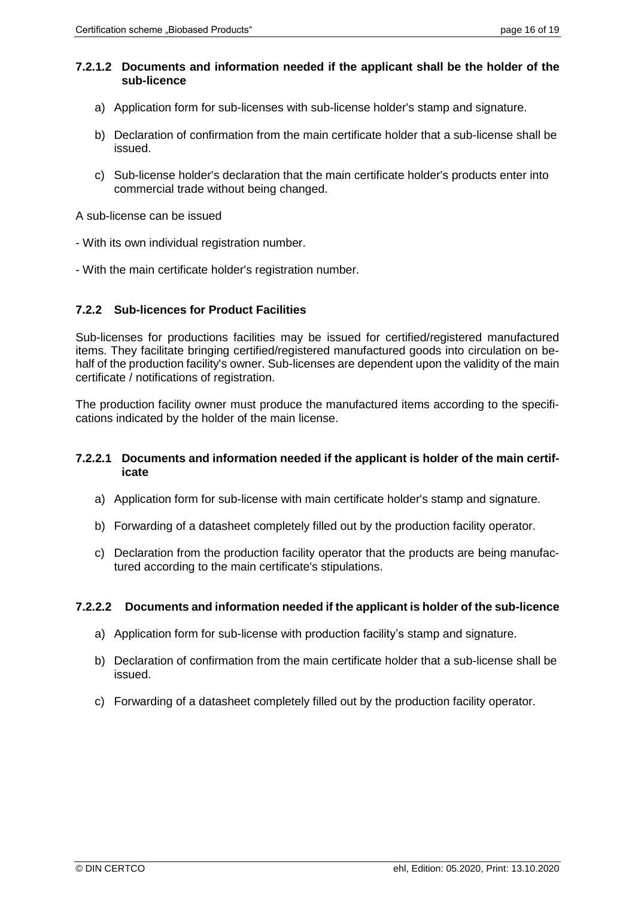#### 7.2.1.2 Documents and information needed if the applicant shall be the holder of the sub-licence

a) Application form for sub-licenses with sub-license holder's stamp and signature.

b) Declaration of confirmation from the main certificate holder that a sub-license shall be issued.

c) Sub-license holder's declaration that the main certificate holder's products enter into commercial trade without being changed.

A sub-license can be issued

- With its own individual registration number.

- With the main certificate holder's registration number.

### 7.2.2 Sub-licences for Product Facilities

Sub-licenses for productions facilities may be issued for certified/registered manufactured items. They facilitate bringing certified/registered manufactured goods into circulation on behalf of the production facility's owner. Sub-licenses are dependent upon the validity of the main certificate / notifications of registration.

The production facility owner must produce the manufactured items according to the specifications indicated by the holder of the main license.

#### 7.2.2.1 Documents and information needed if the applicant is holder of the main certificate

a) Application form for sub-license with main certificate holder's stamp and signature.

b) Forwarding of a datasheet completely filled out by the production facility operator.

c) Declaration from the production facility operator that the products are being manufactured according to the main certificate's stipulations.

#### 7.2.2.2 Documents and information needed if the applicant is holder of the sub-licence

a) Application form for sub-license with production facility's stamp and signature.

b) Declaration of confirmation from the main certificate holder that a sub-license shall be issued.

c) Forwarding of a datasheet completely filled out by the production facility operator.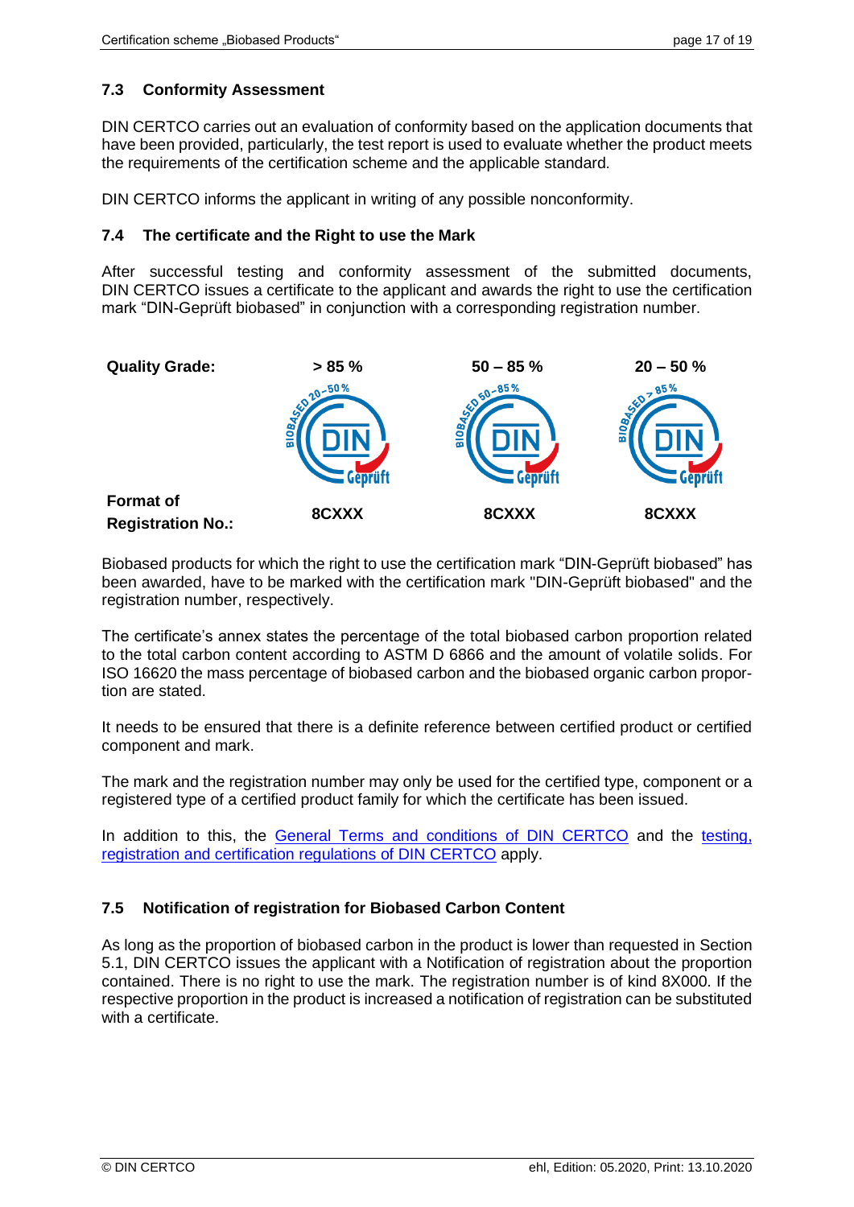### 7.3 Conformity Assessment

DIN CERTCO carries out an evaluation of conformity based on the application documents that have been provided, particularly, the test report is used to evaluate whether the product meets the requirements of the certification scheme and the applicable standard.

DIN CERTCO informs the applicant in writing of any possible nonconformity.

### 7.4 The certificate and the Right to use the Mark

After successful testing and conformity assessment of the submitted documents, DIN CERTCO issues a certificate to the applicant and awards the right to use the certification mark "DIN-Geprüft biobased" in conjunction with a corresponding registration number.

| **Quality Grade:** | **> 85 %** | **50 – 85 %** | **20 – 50 %** |
| --- | --- | --- | --- |
| | BIOBASED 20-50 % DIN Geprüft | BIOBASED 50-85 % DIN Geprüft | BIOBASED > 85 % DIN Geprüft |
| **Format of Registration No.:** | **8CXXX** | **8CXXX** | **8CXXX** |

Biobased products for which the right to use the certification mark "DIN-Geprüft biobased" has been awarded, have to be marked with the certification mark "DIN-Geprüft biobased" and the registration number, respectively.

The certificate's annex states the percentage of the total biobased carbon proportion related to the total carbon content according to ASTM D 6866 and the amount of volatile solids. For ISO 16620 the mass percentage of biobased carbon and the biobased organic carbon proportion are stated.

It needs to be ensured that there is a definite reference between certified product or certified component and mark.

The mark and the registration number may only be used for the certified type, component or a registered type of a certified product family for which the certificate has been issued.

In addition to this, the General Terms and conditions of DIN CERTCO and the testing, registration and certification regulations of DIN CERTCO apply.

### 7.5 Notification of registration for Biobased Carbon Content

As long as the proportion of biobased carbon in the product is lower than requested in Section 5.1, DIN CERTCO issues the applicant with a Notification of registration about the proportion contained. There is no right to use the mark. The registration number is of kind 8X000. If the respective proportion in the product is increased a notification of registration can be substituted with a certificate.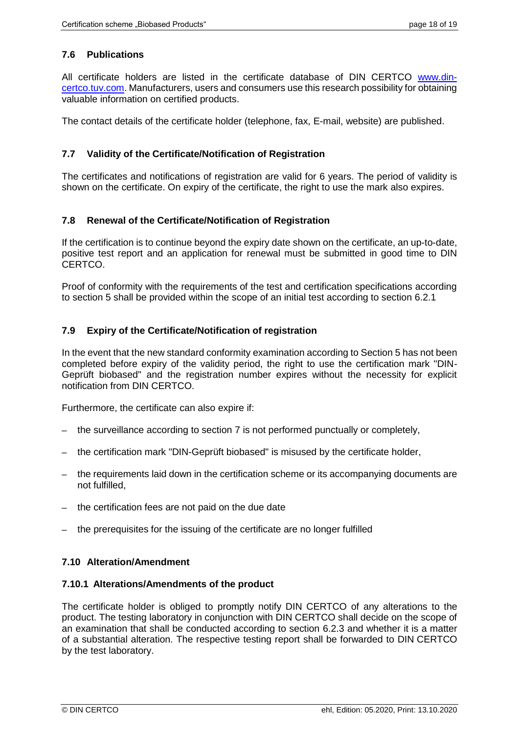## 7.6 Publications

All certificate holders are listed in the certificate database of DIN CERTCO [www.din-certco.tuv.com](www.din-certco.tuv.com). Manufacturers, users and consumers use this research possibility for obtaining valuable information on certified products.

The contact details of the certificate holder (telephone, fax, E-mail, website) are published.

## 7.7 Validity of the Certificate/Notification of Registration

The certificates and notifications of registration are valid for 6 years. The period of validity is shown on the certificate. On expiry of the certificate, the right to use the mark also expires.

## 7.8 Renewal of the Certificate/Notification of Registration

If the certification is to continue beyond the expiry date shown on the certificate, an up-to-date, positive test report and an application for renewal must be submitted in good time to DIN CERTCO.

Proof of conformity with the requirements of the test and certification specifications according to section 5 shall be provided within the scope of an initial test according to section 6.2.1

## 7.9 Expiry of the Certificate/Notification of registration

In the event that the new standard conformity examination according to Section 5 has not been completed before expiry of the validity period, the right to use the certification mark "DIN-Geprüft biobased" and the registration number expires without the necessity for explicit notification from DIN CERTCO.

Furthermore, the certificate can also expire if:

- the surveillance according to section 7 is not performed punctually or completely,
- the certification mark "DIN-Geprüft biobased" is misused by the certificate holder,
- the requirements laid down in the certification scheme or its accompanying documents are not fulfilled,
- the certification fees are not paid on the due date
- the prerequisites for the issuing of the certificate are no longer fulfilled

## 7.10 Alteration/Amendment

### 7.10.1 Alterations/Amendments of the product

The certificate holder is obliged to promptly notify DIN CERTCO of any alterations to the product. The testing laboratory in conjunction with DIN CERTCO shall decide on the scope of an examination that shall be conducted according to section 6.2.3 and whether it is a matter of a substantial alteration. The respective testing report shall be forwarded to DIN CERTCO by the test laboratory.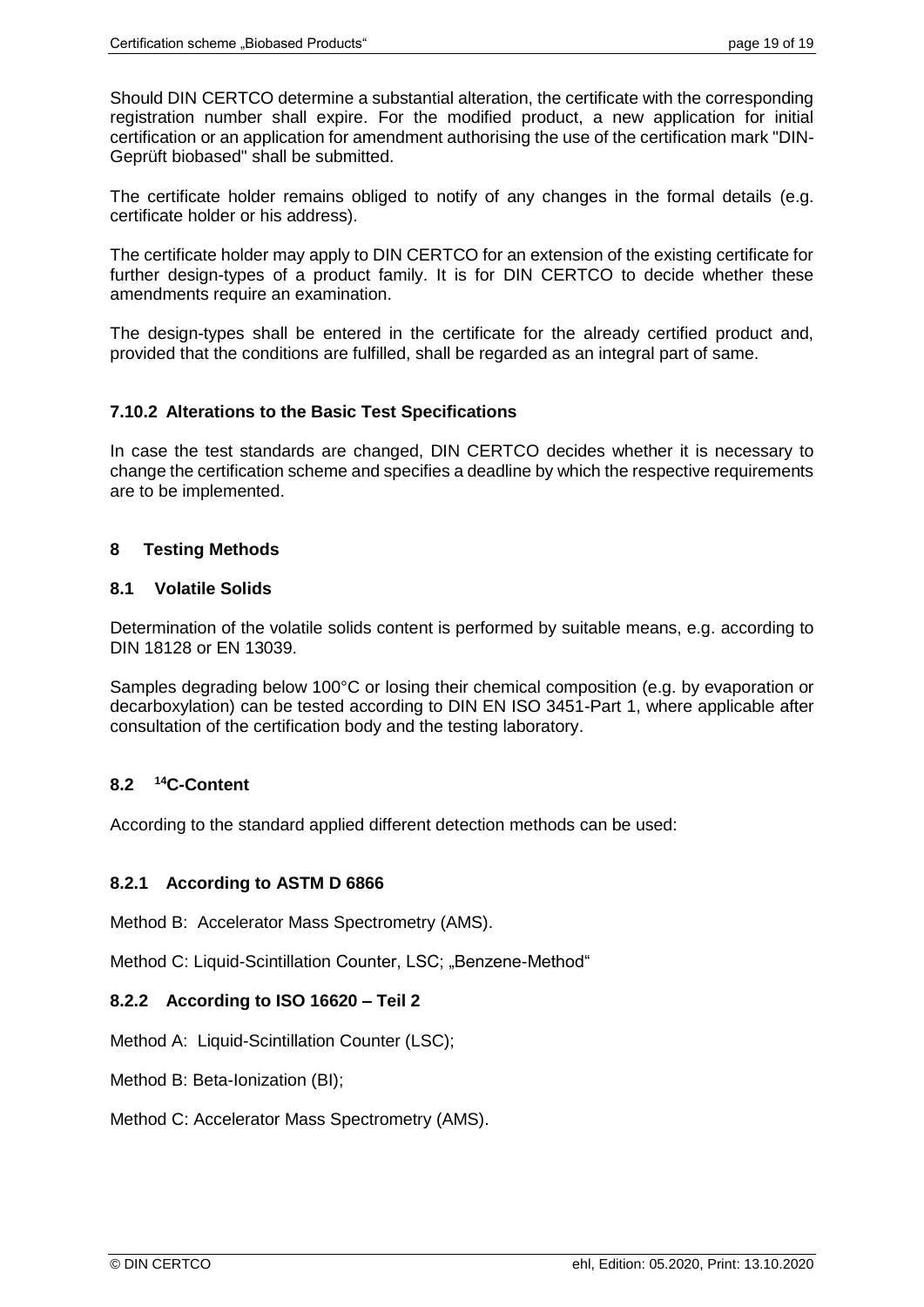Should DIN CERTCO determine a substantial alteration, the certificate with the corresponding registration number shall expire. For the modified product, a new application for initial certification or an application for amendment authorising the use of the certification mark "DIN-Geprüft biobased" shall be submitted.

The certificate holder remains obliged to notify of any changes in the formal details (e.g. certificate holder or his address).

The certificate holder may apply to DIN CERTCO for an extension of the existing certificate for further design-types of a product family. It is for DIN CERTCO to decide whether these amendments require an examination.

The design-types shall be entered in the certificate for the already certified product and, provided that the conditions are fulfilled, shall be regarded as an integral part of same.

### 7.10.2 Alterations to the Basic Test Specifications

In case the test standards are changed, DIN CERTCO decides whether it is necessary to change the certification scheme and specifies a deadline by which the respective requirements are to be implemented.

## 8 Testing Methods

### 8.1 Volatile Solids

Determination of the volatile solids content is performed by suitable means, e.g. according to DIN 18128 or EN 13039.

Samples degrading below 100°C or losing their chemical composition (e.g. by evaporation or decarboxylation) can be tested according to DIN EN ISO 3451-Part 1, where applicable after consultation of the certification body and the testing laboratory.

### 8.2 $^{14}C$-Content

According to the standard applied different detection methods can be used:

#### 8.2.1 According to ASTM D 6866

Method B: Accelerator Mass Spectrometry (AMS).

Method C: Liquid-Scintillation Counter, LSC; „Benzene-Method"

#### 8.2.2 According to ISO 16620 – Teil 2

Method A: Liquid-Scintillation Counter (LSC);

Method B: Beta-Ionization (BI);

Method C: Accelerator Mass Spectrometry (AMS).